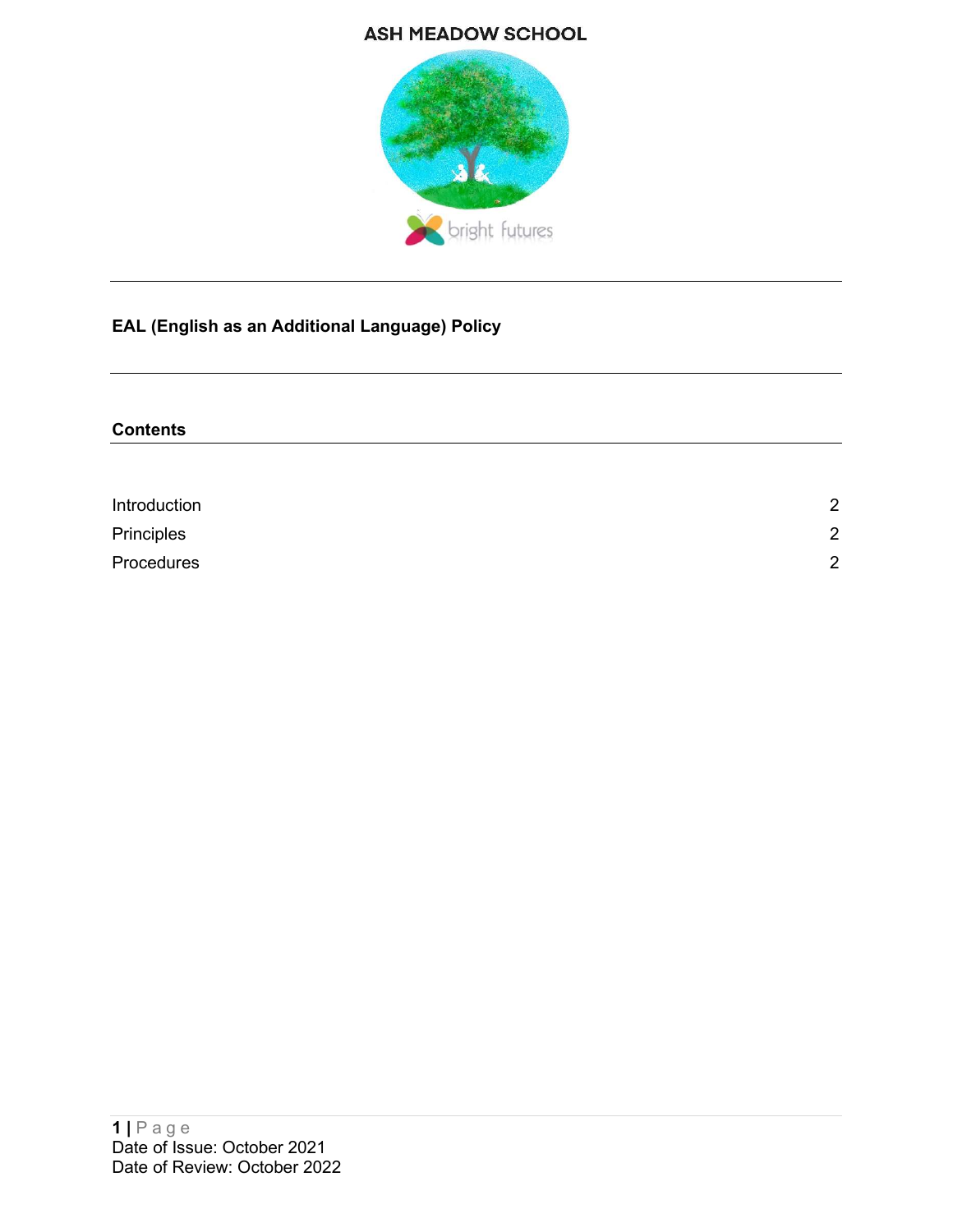ASH MEADOW SCHOOL

# EAL (English as an Additional Language) Policy

## Contents

| | |
|---|---|
| Introduction | 2 |
| Principles | 2 |
| Procedures | 2 |

Date of Issue: October 2021
Date of Review: October 2022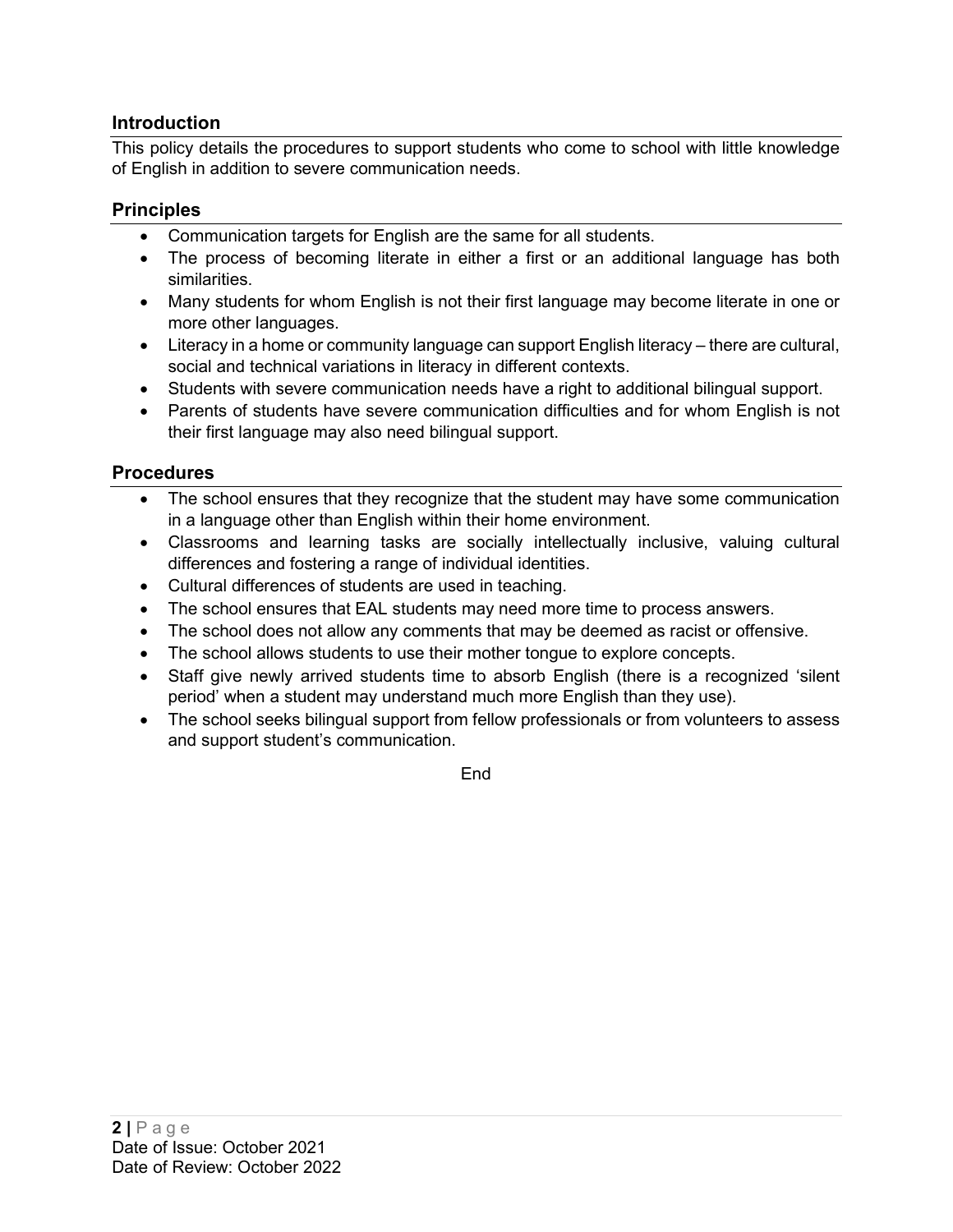## Introduction

This policy details the procedures to support students who come to school with little knowledge of English in addition to severe communication needs.

## Principles

- Communication targets for English are the same for all students.
- The process of becoming literate in either a first or an additional language has both similarities.
- Many students for whom English is not their first language may become literate in one or more other languages.
- Literacy in a home or community language can support English literacy – there are cultural, social and technical variations in literacy in different contexts.
- Students with severe communication needs have a right to additional bilingual support.
- Parents of students have severe communication difficulties and for whom English is not their first language may also need bilingual support.

## Procedures

- The school ensures that they recognize that the student may have some communication in a language other than English within their home environment.
- Classrooms and learning tasks are socially intellectually inclusive, valuing cultural differences and fostering a range of individual identities.
- Cultural differences of students are used in teaching.
- The school ensures that EAL students may need more time to process answers.
- The school does not allow any comments that may be deemed as racist or offensive.
- The school allows students to use their mother tongue to explore concepts.
- Staff give newly arrived students time to absorb English (there is a recognized 'silent period' when a student may understand much more English than they use).
- The school seeks bilingual support from fellow professionals or from volunteers to assess and support student's communication.

End

Date of Issue: October 2021
Date of Review: October 2022